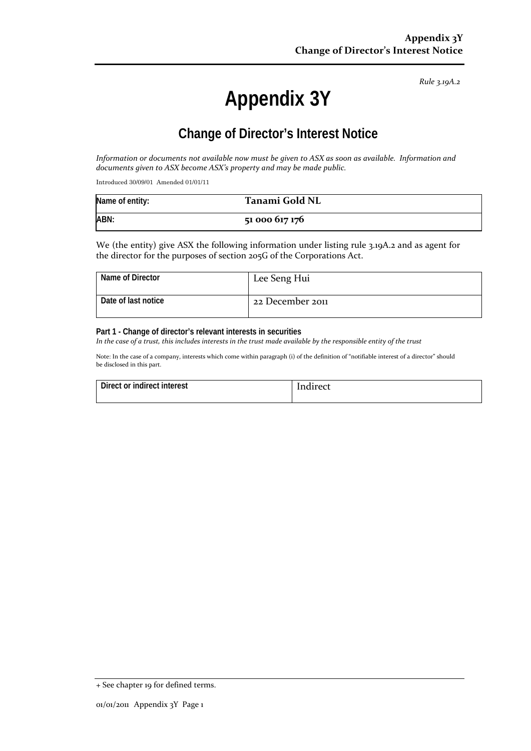*Rule 3.19A.2*

# Appendix 3Y

## Change of Director's Interest Notice

*Information or documents not available now must be given to ASX as soon as available. Information and documents given to ASX become ASX's property and may be made public.*

Introduced 30/09/01 Amended 01/01/11

| Name of entity: | **Tanami Gold NL** |
|---|---|
| ABN: | **51 000 617 176** |

We (the entity) give ASX the following information under listing rule 3.19A.2 and as agent for the director for the purposes of section 205G of the Corporations Act.

| Name of Director | Lee Seng Hui |
|---|---|
| Date of last notice | 22 December 2011 |

**Part 1 - Change of director's relevant interests in securities**

*In the case of a trust, this includes interests in the trust made available by the responsible entity of the trust*

Note: In the case of a company, interests which come within paragraph (i) of the definition of "notifiable interest of a director" should be disclosed in this part.

| Direct or indirect interest | Indirect |
|---|---|

+ See chapter 19 for defined terms.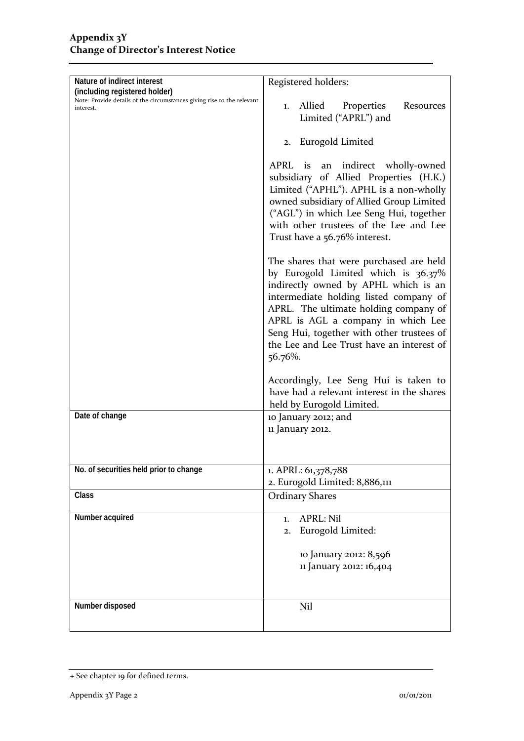## Appendix 3Y
## Change of Director's Interest Notice

| | |
|---|---|
| **Nature of indirect interest (including registered holder)**<br>Note: Provide details of the circumstances giving rise to the relevant interest. | Registered holders:<br><br>1. Allied Properties Resources Limited ("APRL") and<br><br>2. Eurogold Limited<br><br>APRL is an indirect wholly-owned subsidiary of Allied Properties (H.K.) Limited ("APHL"). APHL is a non-wholly owned subsidiary of Allied Group Limited ("AGL") in which Lee Seng Hui, together with other trustees of the Lee and Lee Trust have a 56.76% interest.<br><br>The shares that were purchased are held by Eurogold Limited which is 36.37% indirectly owned by APHL which is an intermediate holding listed company of APRL. The ultimate holding company of APRL is AGL a company in which Lee Seng Hui, together with other trustees of the Lee and Lee Trust have an interest of 56.76%.<br><br>Accordingly, Lee Seng Hui is taken to have had a relevant interest in the shares held by Eurogold Limited. |
| **Date of change** | 10 January 2012; and<br>11 January 2012. |
| **No. of securities held prior to change** | 1. APRL: 61,378,788<br>2. Eurogold Limited: 8,886,111 |
| **Class** | Ordinary Shares |
| **Number acquired** | 1. APRL: Nil<br>2. Eurogold Limited:<br><br>10 January 2012: 8,596<br>11 January 2012: 16,404 |
| **Number disposed** | Nil |

+ See chapter 19 for defined terms.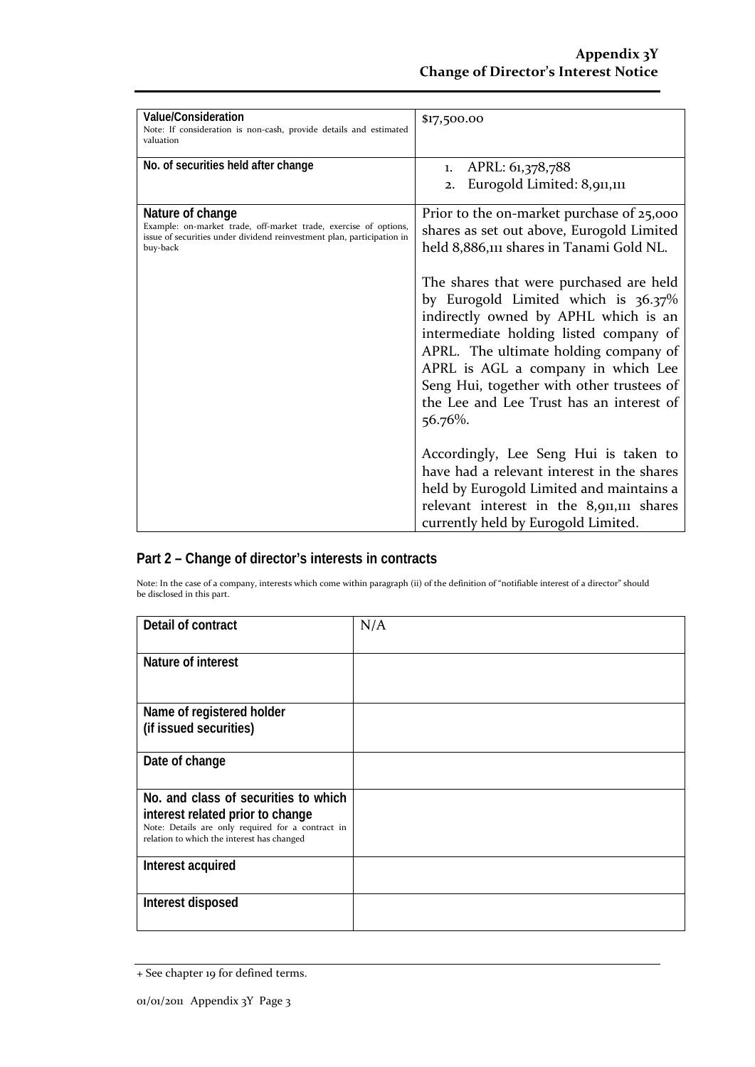| Value/Consideration<br>Note: If consideration is non-cash, provide details and estimated valuation | $17,500.00 |
|---|---|
| No. of securities held after change | 1. APRL: 61,378,788<br>2. Eurogold Limited: 8,911,111 |
| Nature of change<br>Example: on-market trade, off-market trade, exercise of options, issue of securities under dividend reinvestment plan, participation in buy-back | Prior to the on-market purchase of 25,000 shares as set out above, Eurogold Limited held 8,886,111 shares in Tanami Gold NL.<br><br>The shares that were purchased are held by Eurogold Limited which is 36.37% indirectly owned by APHL which is an intermediate holding listed company of APRL. The ultimate holding company of APRL is AGL a company in which Lee Seng Hui, together with other trustees of the Lee and Lee Trust has an interest of 56.76%.<br><br>Accordingly, Lee Seng Hui is taken to have had a relevant interest in the shares held by Eurogold Limited and maintains a relevant interest in the 8,911,111 shares currently held by Eurogold Limited. |

## Part 2 – Change of director's interests in contracts

Note: In the case of a company, interests which come within paragraph (ii) of the definition of "notifiable interest of a director" should be disclosed in this part.

| Detail of contract | N/A |
|---|---|
| Nature of interest | |
| Name of registered holder<br>(if issued securities) | |
| Date of change | |
| No. and class of securities to which interest related prior to change<br>Note: Details are only required for a contract in relation to which the interest has changed | |
| Interest acquired | |
| Interest disposed | |

+ See chapter 19 for defined terms.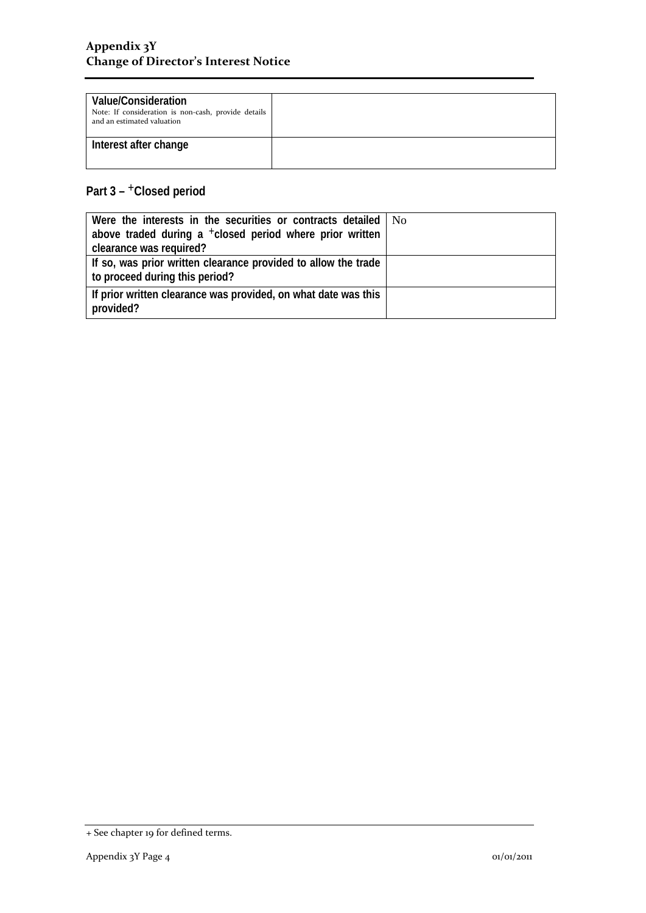| | |
|---|---|
| **Value/Consideration**<br>Note: If consideration is non-cash, provide details and an estimated valuation | |
| **Interest after change** | |

## Part 3 – +Closed period

| | |
|---|---|
| **Were the interests in the securities or contracts detailed above traded during a +closed period where prior written clearance was required?** | No |
| **If so, was prior written clearance provided to allow the trade to proceed during this period?** | |
| **If prior written clearance was provided, on what date was this provided?** | |

+ See chapter 19 for defined terms.